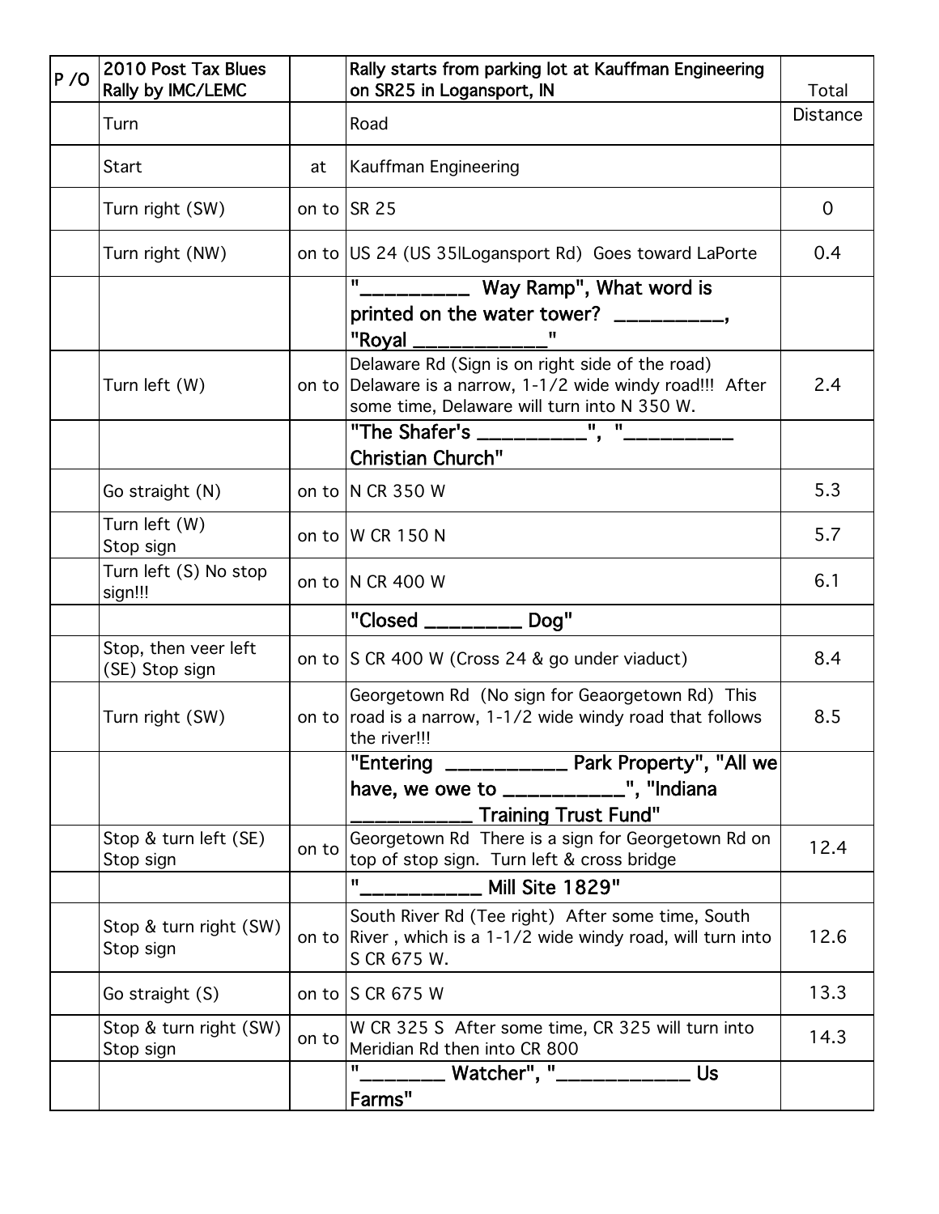| P /O | 2010 Post Tax Blues Rally by IMC/LEMC | | Rally starts from parking lot at Kauffman Engineering on SR25 in Logansport, IN | Total |
|---|---|---|---|---|
| | Turn | | Road | Distance |
| | Start | at | Kauffman Engineering | |
| | Turn right (SW) | on to | SR 25 | 0 |
| | Turn right (NW) | on to | US 24 (US 35lLogansport Rd) Goes toward LaPorte | 0.4 |
| | | | "__________ Way Ramp", What word is printed on the water tower? __________, "Royal ____________" | |
| | Turn left (W) | on to | Delaware Rd (Sign is on right side of the road) Delaware is a narrow, 1-1/2 wide windy road!!! After some time, Delaware will turn into N 350 W. | 2.4 |
| | | | "The Shafer's __________", "__________ Christian Church" | |
| | Go straight (N) | on to | N CR 350 W | 5.3 |
| | Turn left (W) Stop sign | on to | W CR 150 N | 5.7 |
| | Turn left (S) No stop sign!!! | on to | N CR 400 W | 6.1 |
| | | | "Closed _________ Dog" | |
| | Stop, then veer left (SE) Stop sign | on to | S CR 400 W (Cross 24 & go under viaduct) | 8.4 |
| | Turn right (SW) | on to | Georgetown Rd (No sign for Geaorgetown Rd) This road is a narrow, 1-1/2 wide windy road that follows the river!!! | 8.5 |
| | | | "Entering ___________ Park Property", "All we have, we owe to ___________", "Indiana ___________ Training Trust Fund" | |
| | Stop & turn left (SE) Stop sign | on to | Georgetown Rd There is a sign for Georgetown Rd on top of stop sign. Turn left & cross bridge | 12.4 |
| | | | "___________ Mill Site 1829" | |
| | Stop & turn right (SW) Stop sign | on to | South River Rd (Tee right) After some time, South River , which is a 1-1/2 wide windy road, will turn into S CR 675 W. | 12.6 |
| | Go straight (S) | on to | S CR 675 W | 13.3 |
| | Stop & turn right (SW) Stop sign | on to | W CR 325 S After some time, CR 325 will turn into Meridian Rd then into CR 800 | 14.3 |
| | | | "________ Watcher", "____________ Us Farms" | |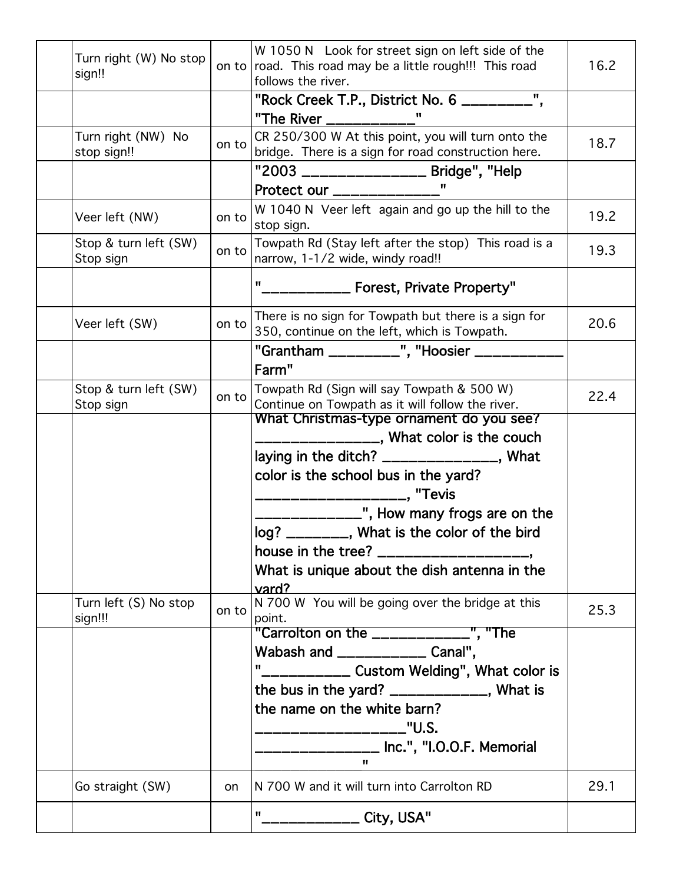| | | | | |
|---|---|---|---|---|
| | Turn right (W) No stop sign!! | on to | W 1050 N Look for street sign on left side of the road. This road may be a little rough!!! This road follows the river. | 16.2 |
| | | | "Rock Creek T.P., District No. 6 _________", "The River ___________" | |
| | Turn right (NW) No stop sign!! | on to | CR 250/300 W At this point, you will turn onto the bridge. There is a sign for road construction here. | 18.7 |
| | | | "2003 ________________ Bridge", "Help Protect our ______________" | |
| | Veer left (NW) | on to | W 1040 N Veer left again and go up the hill to the stop sign. | 19.2 |
| | Stop & turn left (SW) Stop sign | on to | Towpath Rd (Stay left after the stop) This road is a narrow, 1-1/2 wide, windy road!! | 19.3 |
| | | | "___________ Forest, Private Property" | |
| | Veer left (SW) | on to | There is no sign for Towpath but there is a sign for 350, continue on the left, which is Towpath. | 20.6 |
| | | | "Grantham _________", "Hoosier ___________ Farm" | |
| | Stop & turn left (SW) Stop sign | on to | Towpath Rd (Sign will say Towpath & 500 W) Continue on Towpath as it will follow the river. | 22.4 |
| | | | What Christmas-type ornament do you see? ________________, What color is the couch laying in the ditch? _______________, What color is the school bus in the yard? ___________________, "Tevis ______________", How many frogs are on the log? ________, What is the color of the bird house in the tree? ___________________, What is unique about the dish antenna in the yard? | |
| | Turn left (S) No stop sign!!! | on to | N 700 W You will be going over the bridge at this point. | 25.3 |
| | | | "Carrolton on the _____________", "The Wabash and ____________ Canal", "___________ Custom Welding", What color is the bus in the yard? _____________, What is the name on the white barn? ___________________"U.S. ________________ Inc.", "I.O.O.F. Memorial " | |
| | Go straight (SW) | on | N 700 W and it will turn into Carrolton RD | 29.1 |
| | | | "____________ City, USA" | |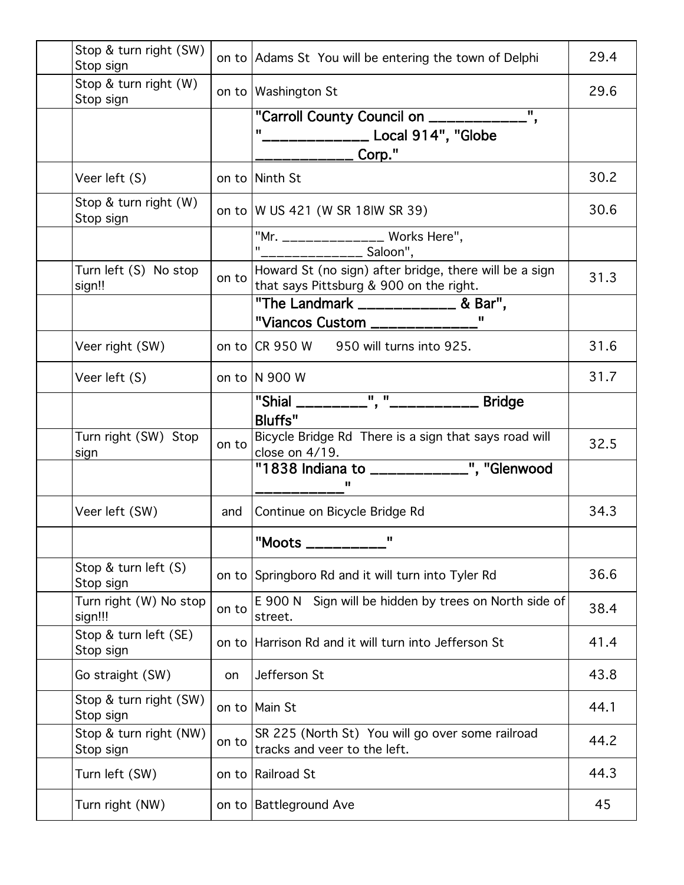| | | | | |
|---|---|---|---|---|
| | Stop & turn right (SW) Stop sign | on to | Adams St  You will be entering the town of Delphi | 29.4 |
| | Stop & turn right (W) Stop sign | on to | Washington St | 29.6 |
| | | | **"Carroll County Council on ____________", "_____________ Local 914", "Globe ____________ Corp."** | |
| | Veer left (S) | on to | Ninth St | 30.2 |
| | Stop & turn right (W) Stop sign | on to | W US 421 (W SR 18\|W SR 39) | 30.6 |
| | | | "Mr. ______________ Works Here", "______________ Saloon", | |
| | Turn left (S)  No stop sign!! | on to | Howard St (no sign) after bridge, there will be a sign that says Pittsburg & 900 on the right. | 31.3 |
| | | | **"The Landmark ____________ & Bar", "Viancos Custom _____________"** | |
| | Veer right (SW) | on to | CR 950 W      950 will turns into 925. | 31.6 |
| | Veer left (S) | on to | N 900 W | 31.7 |
| | | | **"Shial _________", "___________ Bridge Bluffs"** | |
| | Turn right (SW)  Stop sign | on to | Bicycle Bridge Rd  There is a sign that says road will close on 4/19. | 32.5 |
| | | | **"1838 Indiana to ____________", "Glenwood ___________"** | |
| | Veer left (SW) | and | Continue on Bicycle Bridge Rd | 34.3 |
| | | | **"Moots __________"** | |
| | Stop & turn left (S) Stop sign | on to | Springboro Rd and it will turn into Tyler Rd | 36.6 |
| | Turn right (W) No stop sign!!! | on to | E 900 N   Sign will be hidden by trees on North side of street. | 38.4 |
| | Stop & turn left (SE) Stop sign | on to | Harrison Rd and it will turn into Jefferson St | 41.4 |
| | Go straight (SW) | on | Jefferson St | 43.8 |
| | Stop & turn right (SW) Stop sign | on to | Main St | 44.1 |
| | Stop & turn right (NW) Stop sign | on to | SR 225 (North St)  You will go over some railroad tracks and veer to the left. | 44.2 |
| | Turn left (SW) | on to | Railroad St | 44.3 |
| | Turn right (NW) | on to | Battleground Ave | 45 |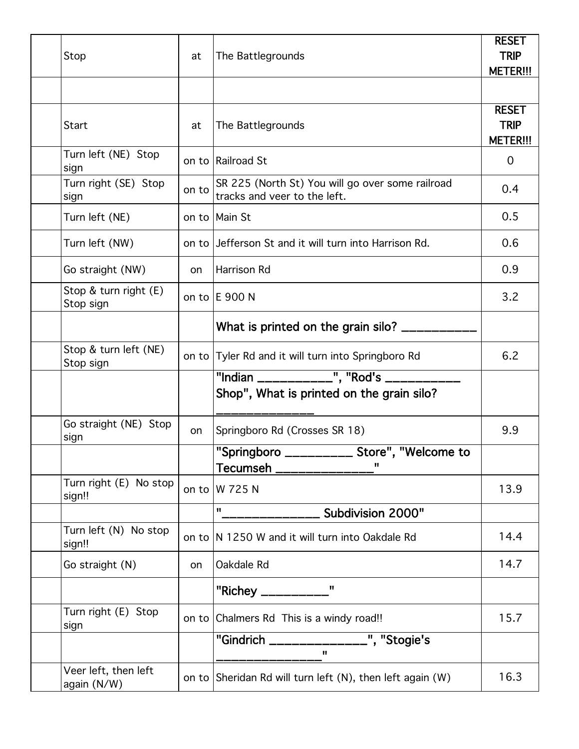| | | | | |
|---|---|---|---|---|
| | Stop | at | The Battlegrounds | **RESET TRIP METER!!!** |
| | | | | |
| | Start | at | The Battlegrounds | **RESET TRIP METER!!!** |
| | Turn left (NE) Stop sign | on to | Railroad St | 0 |
| | Turn right (SE) Stop sign | on to | SR 225 (North St) You will go over some railroad tracks and veer to the left. | 0.4 |
| | Turn left (NE) | on to | Main St | 0.5 |
| | Turn left (NW) | on to | Jefferson St and it will turn into Harrison Rd. | 0.6 |
| | Go straight (NW) | on | Harrison Rd | 0.9 |
| | Stop & turn right (E) Stop sign | on to | E 900 N | 3.2 |
| | | | **What is printed on the grain silo? ___________** | |
| | Stop & turn left (NE) Stop sign | on to | Tyler Rd and it will turn into Springboro Rd | 6.2 |
| | | | **"Indian ___________", "Rod's ___________ Shop", What is printed on the grain silo? ______________** | |
| | Go straight (NE) Stop sign | on | Springboro Rd (Crosses SR 18) | 9.9 |
| | | | **"Springboro __________ Store", "Welcome to Tecumseh ______________"** | |
| | Turn right (E) No stop sign!! | on to | W 725 N | 13.9 |
| | | | **"______________ Subdivision 2000"** | |
| | Turn left (N) No stop sign!! | on to | N 1250 W and it will turn into Oakdale Rd | 14.4 |
| | Go straight (N) | on | Oakdale Rd | 14.7 |
| | | | **"Richey __________"** | |
| | Turn right (E) Stop sign | on to | Chalmers Rd This is a windy road!! | 15.7 |
| | | | **"Gindrich ______________", "Stogie's _______________"** | |
| | Veer left, then left again (N/W) | on to | Sheridan Rd will turn left (N), then left again (W) | 16.3 |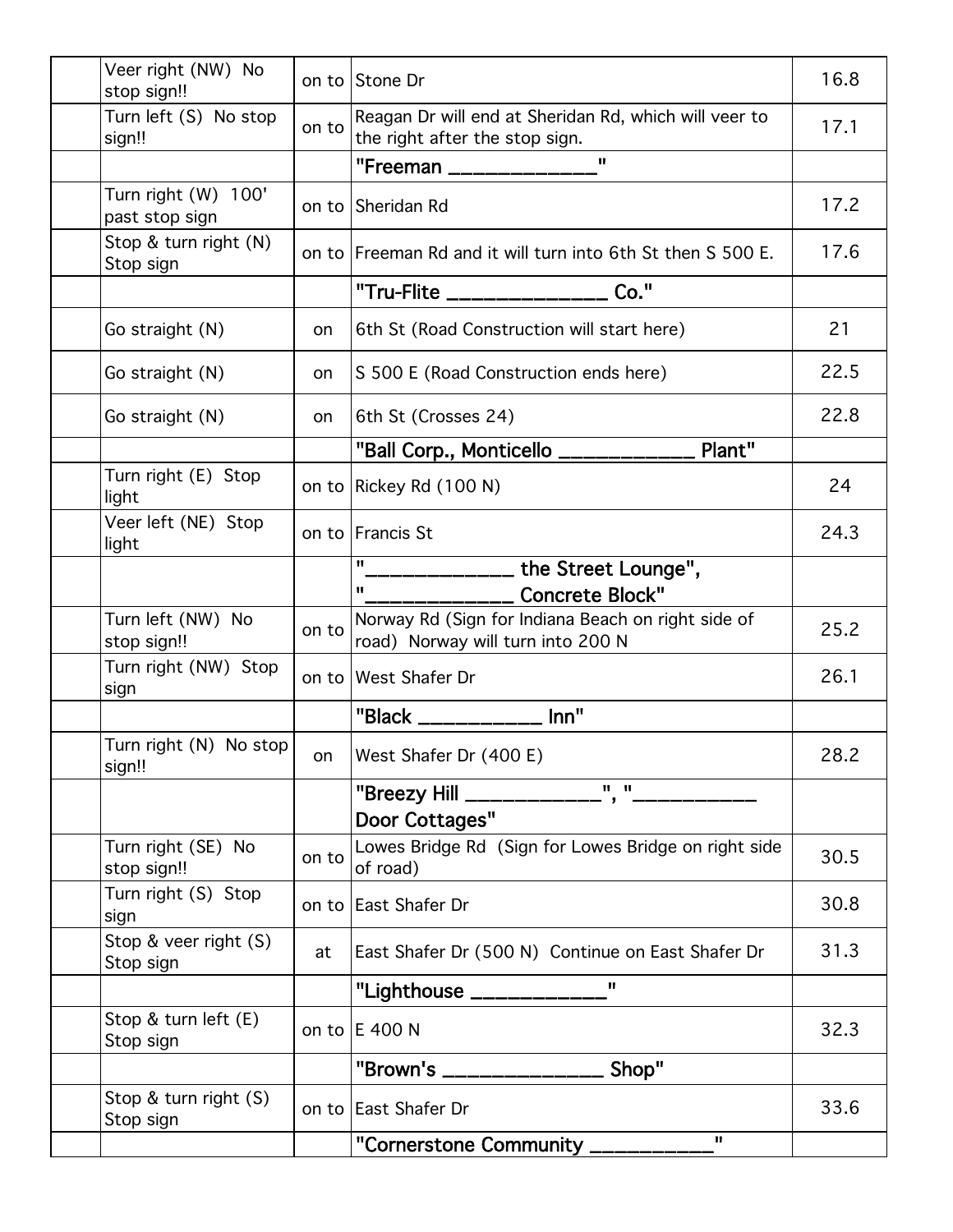| | | | | |
|---|---|---|---|---|
| | Veer right (NW) No stop sign!! | on to | Stone Dr | 16.8 |
| | Turn left (S) No stop sign!! | on to | Reagan Dr will end at Sheridan Rd, which will veer to the right after the stop sign. | 17.1 |
| | | | **"Freeman _____________"** | |
| | Turn right (W) 100' past stop sign | on to | Sheridan Rd | 17.2 |
| | Stop & turn right (N) Stop sign | on to | Freeman Rd and it will turn into 6th St then S 500 E. | 17.6 |
| | | | **"Tru-Flite ______________ Co."** | |
| | Go straight (N) | on | 6th St (Road Construction will start here) | 21 |
| | Go straight (N) | on | S 500 E (Road Construction ends here) | 22.5 |
| | Go straight (N) | on | 6th St (Crosses 24) | 22.8 |
| | | | **"Ball Corp., Monticello ____________ Plant"** | |
| | Turn right (E) Stop light | on to | Rickey Rd (100 N) | 24 |
| | Veer left (NE) Stop light | on to | Francis St | 24.3 |
| | | | **"_____________ the Street Lounge", "_____________ Concrete Block"** | |
| | Turn left (NW) No stop sign!! | on to | Norway Rd (Sign for Indiana Beach on right side of road) Norway will turn into 200 N | 25.2 |
| | Turn right (NW) Stop sign | on to | West Shafer Dr | 26.1 |
| | | | **"Black ___________ Inn"** | |
| | Turn right (N) No stop sign!! | on | West Shafer Dr (400 E) | 28.2 |
| | | | **"Breezy Hill ____________", "___________ Door Cottages"** | |
| | Turn right (SE) No stop sign!! | on to | Lowes Bridge Rd (Sign for Lowes Bridge on right side of road) | 30.5 |
| | Turn right (S) Stop sign | on to | East Shafer Dr | 30.8 |
| | Stop & veer right (S) Stop sign | at | East Shafer Dr (500 N) Continue on East Shafer Dr | 31.3 |
| | | | **"Lighthouse ____________"** | |
| | Stop & turn left (E) Stop sign | on to | E 400 N | 32.3 |
| | | | **"Brown's ______________ Shop"** | |
| | Stop & turn right (S) Stop sign | on to | East Shafer Dr | 33.6 |
| | | | **"Cornerstone Community ___________"** | |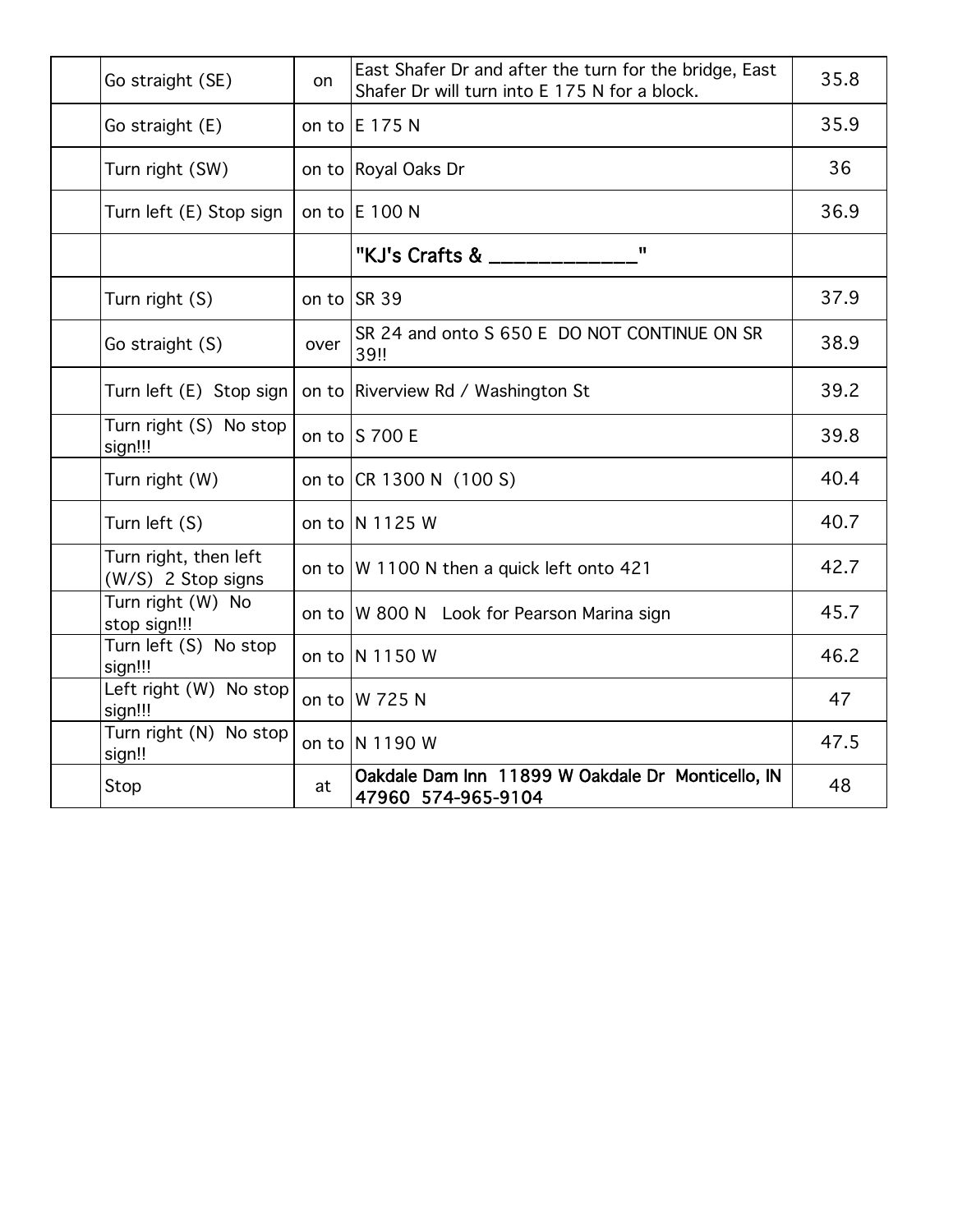| | | | | |
|---|---|---|---|---|
| | Go straight (SE) | on | East Shafer Dr and after the turn for the bridge, East Shafer Dr will turn into E 175 N for a block. | 35.8 |
| | Go straight (E) | on to | E 175 N | 35.9 |
| | Turn right (SW) | on to | Royal Oaks Dr | 36 |
| | Turn left (E) Stop sign | on to | E 100 N | 36.9 |
| | | | **"KJ's Crafts & ______________"** | |
| | Turn right (S) | on to | SR 39 | 37.9 |
| | Go straight (S) | over | SR 24 and onto S 650 E DO NOT CONTINUE ON SR 39!! | 38.9 |
| | Turn left (E) Stop sign | on to | Riverview Rd / Washington St | 39.2 |
| | Turn right (S) No stop sign!!! | on to | S 700 E | 39.8 |
| | Turn right (W) | on to | CR 1300 N (100 S) | 40.4 |
| | Turn left (S) | on to | N 1125 W | 40.7 |
| | Turn right, then left (W/S) 2 Stop signs | on to | W 1100 N then a quick left onto 421 | 42.7 |
| | Turn right (W) No stop sign!!! | on to | W 800 N Look for Pearson Marina sign | 45.7 |
| | Turn left (S) No stop sign!!! | on to | N 1150 W | 46.2 |
| | Left right (W) No stop sign!!! | on to | W 725 N | 47 |
| | Turn right (N) No stop sign!! | on to | N 1190 W | 47.5 |
| | Stop | at | **Oakdale Dam Inn 11899 W Oakdale Dr Monticello, IN 47960 574-965-9104** | 48 |